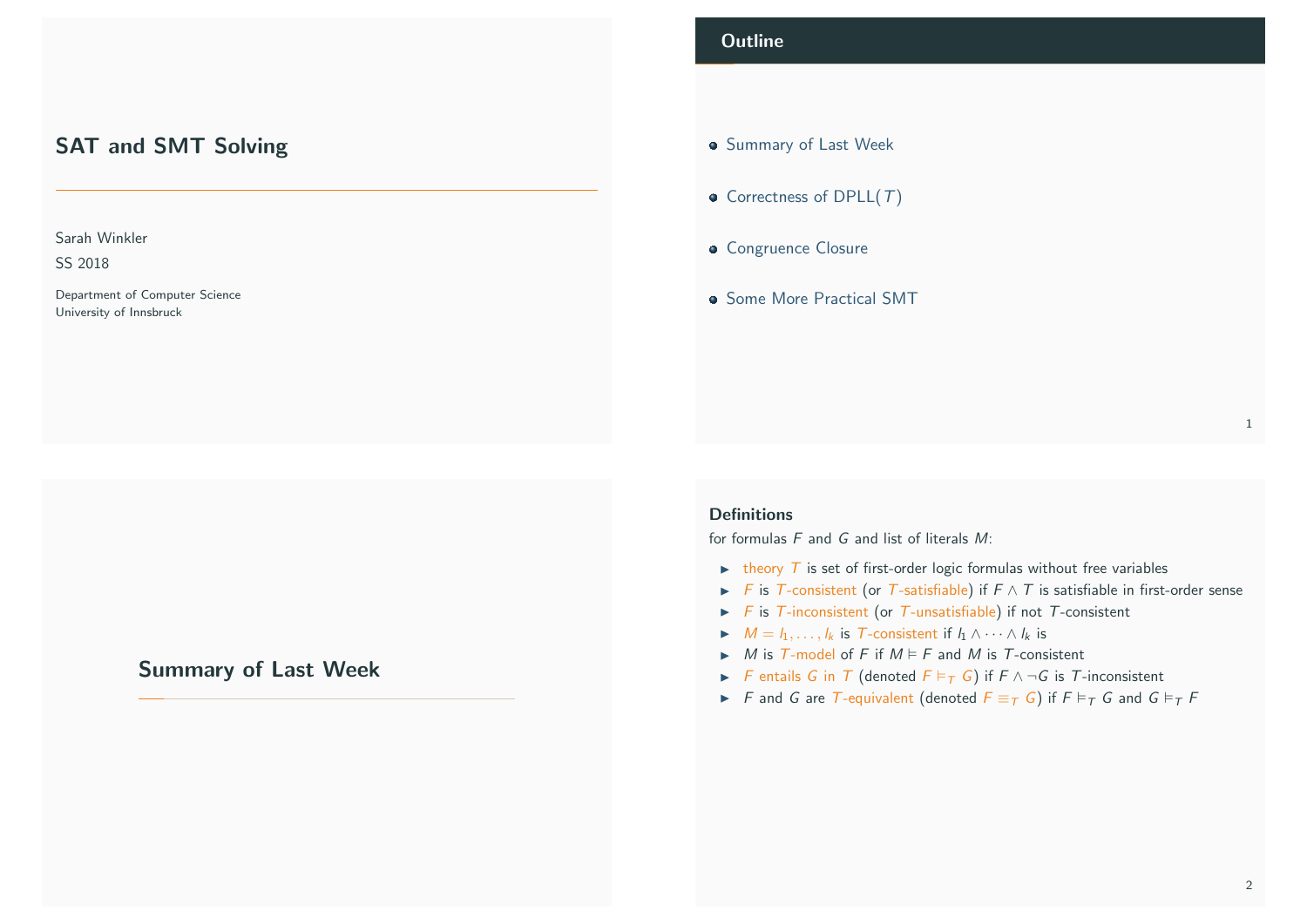# SAT and SMT Solving

Sarah Winkler

SS 2018

Department of Computer Science
University of Innsbruck

## Outline

- Summary of Last Week
- Correctness of DPLL($T$)
- Congruence Closure
- Some More Practical SMT

## Summary of Last Week

### Definitions

for formulas $F$ and $G$ and list of literals $M$:

- theory $T$ is set of first-order logic formulas without free variables
- $F$ is $T$-consistent (or $T$-satisfiable) if $F \wedge T$ is satisfiable in first-order sense
- $F$ is $T$-inconsistent (or $T$-unsatisfiable) if not $T$-consistent
- $M = l_1, \dots, l_k$ is $T$-consistent if $l_1 \wedge \cdots \wedge l_k$ is
- $M$ is $T$-model of $F$ if $M \vDash F$ and $M$ is $T$-consistent
- $F$ entails $G$ in $T$ (denoted $F \vDash_T G$) if $F \wedge \neg G$ is $T$-inconsistent
- $F$ and $G$ are $T$-equivalent (denoted $F \equiv_T G$) if $F \vDash_T G$ and $G \vDash_T F$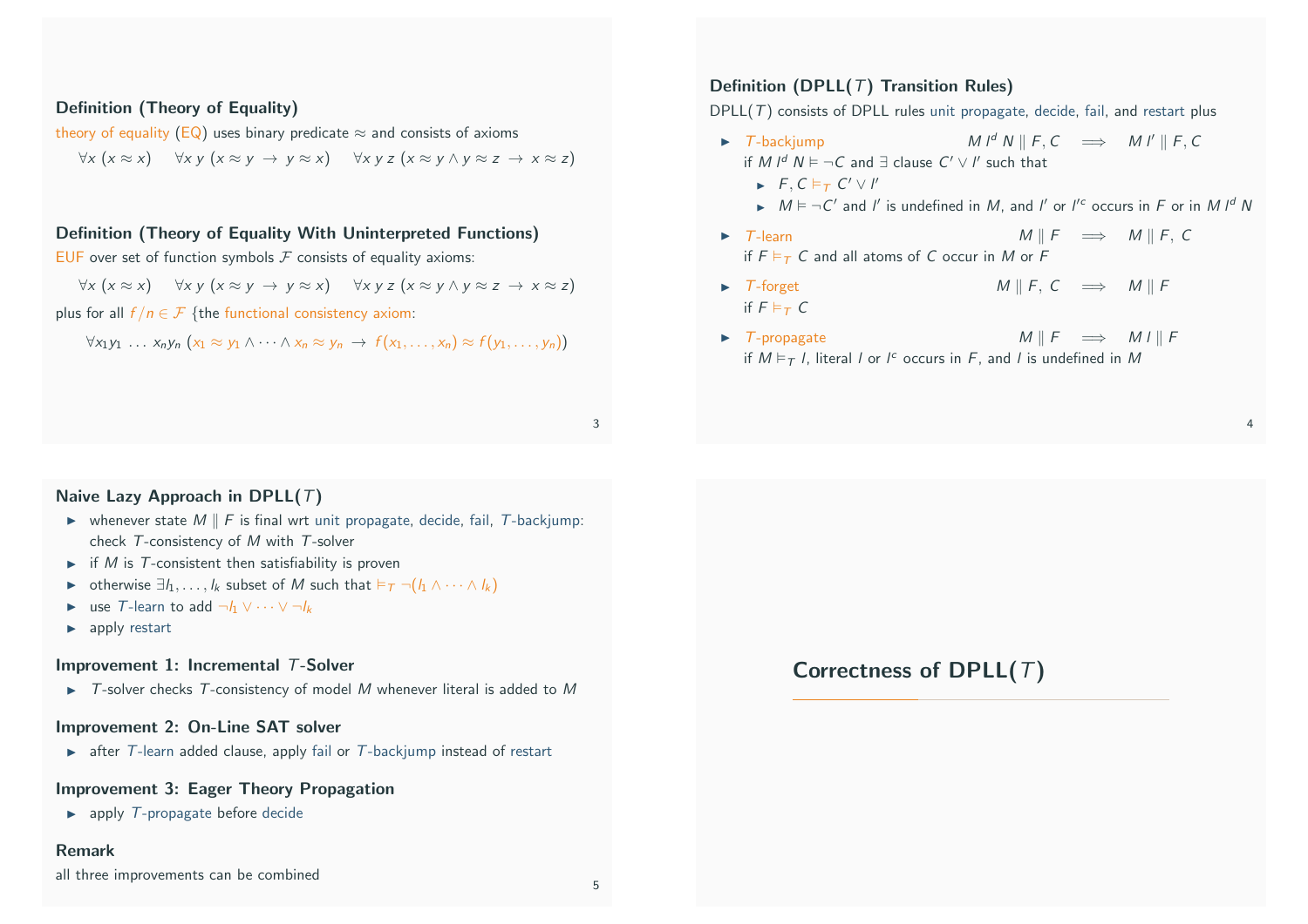### Definition (Theory of Equality)

theory of equality (EQ) uses binary predicate $\approx$ and consists of axioms

$$\forall x\ (x \approx x) \qquad \forall x\, y\ (x \approx y \ \rightarrow\ y \approx x) \qquad \forall x\, y\, z\ (x \approx y \wedge y \approx z \ \rightarrow\ x \approx z)$$

### Definition (Theory of Equality With Uninterpreted Functions)

EUF over set of function symbols $\mathcal{F}$ consists of equality axioms:

$$\forall x\ (x \approx x) \qquad \forall x\, y\ (x \approx y \ \rightarrow\ y \approx x) \qquad \forall x\, y\, z\ (x \approx y \wedge y \approx z \ \rightarrow\ x \approx z)$$

plus for all $f/n \in \mathcal{F}$ {the functional consistency axiom:

$$\forall x_1 y_1 \ldots x_n y_n\ (x_1 \approx y_1 \wedge \cdots \wedge x_n \approx y_n \ \rightarrow\ f(x_1, \ldots, x_n) \approx f(y_1, \ldots, y_n))$$

### Definition (DPLL($T$) Transition Rules)

DPLL($T$) consists of DPLL rules unit propagate, decide, fail, and restart plus

- $T$-backjump $\qquad M\, l^d\, N \parallel F, C \implies M\, l' \parallel F, C$
  if $M\, l^d\, N \vDash \neg C$ and $\exists$ clause $C' \vee l'$ such that
  - $F, C \vDash_T C' \vee l'$
  - $M \vDash \neg C'$ and $l'$ is undefined in $M$, and $l'$ or $l'^c$ occurs in $F$ or in $M\, l^d\, N$
- $T$-learn $\qquad M \parallel F \implies M \parallel F,\ C$
  if $F \vDash_T C$ and all atoms of $C$ occur in $M$ or $F$
- $T$-forget $\qquad M \parallel F,\ C \implies M \parallel F$
  if $F \vDash_T C$
- $T$-propagate $\qquad M \parallel F \implies M\, l \parallel F$
  if $M \vDash_T l$, literal $l$ or $l^c$ occurs in $F$, and $l$ is undefined in $M$

### Naive Lazy Approach in DPLL($T$)

- whenever state $M \parallel F$ is final wrt unit propagate, decide, fail, $T$-backjump: check $T$-consistency of $M$ with $T$-solver
- if $M$ is $T$-consistent then satisfiability is proven
- otherwise $\exists l_1, \ldots, l_k$ subset of $M$ such that $\vDash_T \neg(l_1 \wedge \cdots \wedge l_k)$
- use $T$-learn to add $\neg l_1 \vee \cdots \vee \neg l_k$
- apply restart

### Improvement 1: Incremental $T$-Solver

- $T$-solver checks $T$-consistency of model $M$ whenever literal is added to $M$

### Improvement 2: On-Line SAT solver

- after $T$-learn added clause, apply fail or $T$-backjump instead of restart

### Improvement 3: Eager Theory Propagation

- apply $T$-propagate before decide

### Remark

all three improvements can be combined

## Correctness of DPLL($T$)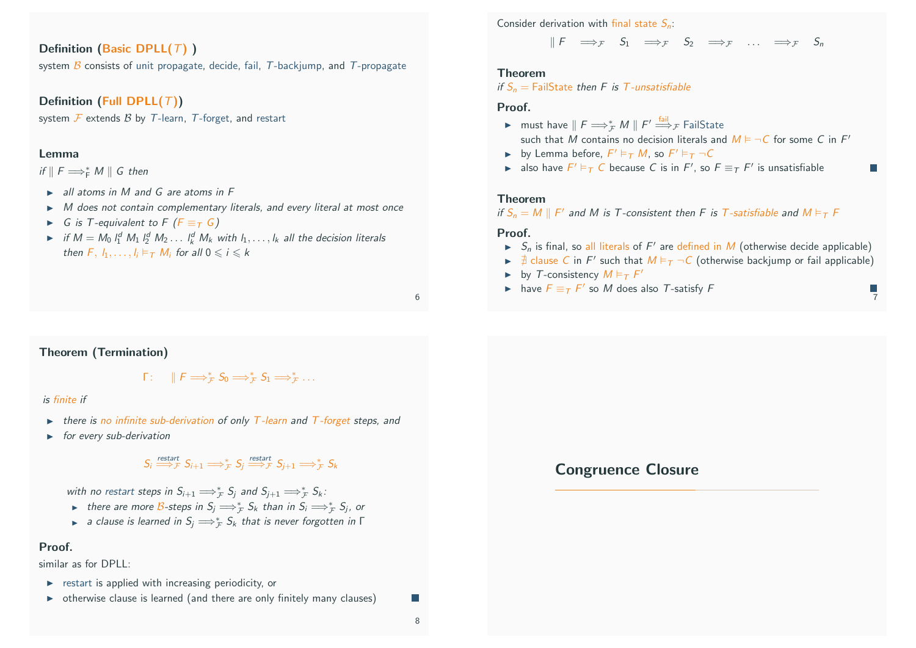### Definition (Basic DPLL($T$))

system $\mathcal{B}$ consists of unit propagate, decide, fail, $T$-backjump, and $T$-propagate

### Definition (Full DPLL($T$))

system $\mathcal{F}$ extends $\mathcal{B}$ by $T$-learn, $T$-forget, and restart

### Lemma

*if* $\| F \Longrightarrow_{\mathcal{F}}^{*} M \| G$ *then*

- *all atoms in $M$ and $G$ are atoms in $F$*
- *$M$ does not contain complementary literals, and every literal at most once*
- *$G$ is $T$-equivalent to $F$ ($F \equiv_T G$)*
- *if $M = M_0\, l_1^d\, M_1\, l_2^d\, M_2 \dots l_k^d\, M_k$ with $l_1, \dots, l_k$ all the decision literals then $F, l_1, \dots, l_i \vDash_T M_i$ for all $0 \leqslant i \leqslant k$*

Consider derivation with final state $S_n$:

$$\| F \quad \Longrightarrow_{\mathcal{F}} \quad S_1 \quad \Longrightarrow_{\mathcal{F}} \quad S_2 \quad \Longrightarrow_{\mathcal{F}} \quad \dots \quad \Longrightarrow_{\mathcal{F}} \quad S_n$$

### Theorem

*if $S_n =$ FailState then $F$ is $T$-unsatisfiable*

**Proof.**

- must have $\| F \Longrightarrow_{\mathcal{F}}^{*} M \| F' \overset{\text{fail}}{\Longrightarrow}_{\mathcal{F}}$ FailState such that $M$ contains no decision literals and $M \vDash \neg C$ for some $C$ in $F'$
- by Lemma before, $F' \vDash_T M$, so $F' \vDash_T \neg C$
- also have $F' \vDash_T C$ because $C$ is in $F'$, so $F \equiv_T F'$ is unsatisfiable ∎

### Theorem

*if $S_n = M \| F'$ and $M$ is $T$-consistent then $F$ is $T$-satisfiable and $M \vDash_T F$*

**Proof.**

- $S_n$ is final, so all literals of $F'$ are defined in $M$ (otherwise decide applicable)
- $\nexists$ clause $C$ in $F'$ such that $M \vDash_T \neg C$ (otherwise backjump or fail applicable)
- by $T$-consistency $M \vDash_T F'$
- have $F \equiv_T F'$ so $M$ does also $T$-satisfy $F$ ∎

### Theorem (Termination)

$$\Gamma: \quad \| F \Longrightarrow_{\mathcal{F}}^{*} S_0 \Longrightarrow_{\mathcal{F}}^{*} S_1 \Longrightarrow_{\mathcal{F}}^{*} \dots$$

*is finite if*

- *there is no infinite sub-derivation of only $T$-learn and $T$-forget steps, and*
- *for every sub-derivation*

$$S_i \overset{\text{restart}}{\Longrightarrow}_{\mathcal{F}} S_{i+1} \Longrightarrow_{\mathcal{F}}^{*} S_j \overset{\text{restart}}{\Longrightarrow}_{\mathcal{F}} S_{j+1} \Longrightarrow_{\mathcal{F}}^{*} S_k$$

  *with no restart steps in $S_{i+1} \Longrightarrow_{\mathcal{F}}^{*} S_j$ and $S_{j+1} \Longrightarrow_{\mathcal{F}}^{*} S_k$:*
  - *there are more $\mathcal{B}$-steps in $S_j \Longrightarrow_{\mathcal{F}}^{*} S_k$ than in $S_i \Longrightarrow_{\mathcal{F}}^{*} S_j$, or*
  - *a clause is learned in $S_j \Longrightarrow_{\mathcal{F}}^{*} S_k$ that is never forgotten in $\Gamma$*

**Proof.**

similar as for DPLL:

- restart is applied with increasing periodicity, or
- otherwise clause is learned (and there are only finitely many clauses) ∎

## Congruence Closure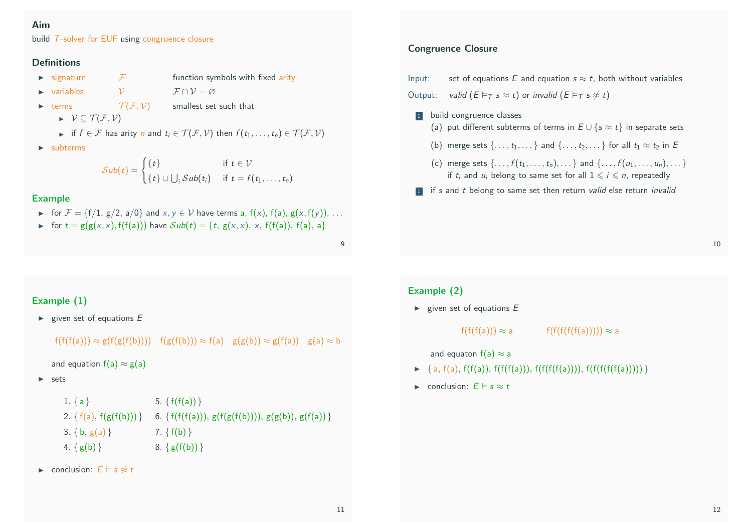## Aim

build $T$-solver for EUF using congruence closure

## Definitions

- signature $\mathcal{F}$ — function symbols with fixed arity
- variables $\mathcal{V}$ — $\mathcal{F} \cap \mathcal{V} = \varnothing$
- terms $\mathcal{T}(\mathcal{F}, \mathcal{V})$ — smallest set such that
  - $\mathcal{V} \subseteq \mathcal{T}(\mathcal{F}, \mathcal{V})$
  - if $f \in \mathcal{F}$ has arity $n$ and $t_i \in \mathcal{T}(\mathcal{F}, \mathcal{V})$ then $f(t_1, \ldots, t_n) \in \mathcal{T}(\mathcal{F}, \mathcal{V})$
- subterms

$$\mathcal{S}ub(t) = \begin{cases} \{t\} & \text{if } t \in \mathcal{V} \\ \{t\} \cup \bigcup_i \mathcal{S}ub(t_i) & \text{if } t = f(t_1, \ldots, t_n) \end{cases}$$

## Example

- for $\mathcal{F} = \{\mathsf{f}/1,\ \mathsf{g}/2,\ \mathsf{a}/0\}$ and $x, y \in \mathcal{V}$ have terms $\mathsf{a}$, $\mathsf{f}(x)$, $\mathsf{f}(\mathsf{a})$, $\mathsf{g}(x, \mathsf{f}(y))$, ...
- for $t = \mathsf{g}(\mathsf{g}(x,x), \mathsf{f}(\mathsf{f}(\mathsf{a})))$ have $\mathcal{S}ub(t) = \{t,\ \mathsf{g}(x,x),\ x,\ \mathsf{f}(\mathsf{f}(\mathsf{a})),\ \mathsf{f}(\mathsf{a}),\ \mathsf{a}\}$

## Congruence Closure

Input: set of equations $E$ and equation $s \approx t$, both without variables

Output: *valid* ($E \vDash_T s \approx t$) or *invalid* ($E \vDash_T s \not\approx t$)

1. build congruence classes
   (a) put different subterms of terms in $E \cup \{s \approx t\}$ in separate sets
   (b) merge sets $\{\ldots, t_1, \ldots\}$ and $\{\ldots, t_2, \ldots\}$ for all $t_1 \approx t_2$ in $E$
   (c) merge sets $\{\ldots, f(t_1, \ldots, t_n), \ldots\}$ and $\{\ldots, f(u_1, \ldots, u_n), \ldots\}$ if $t_i$ and $u_i$ belong to same set for all $1 \leqslant i \leqslant n$, repeatedly
2. if $s$ and $t$ belong to same set then return *valid* else return *invalid*

## Example (1)

- given set of equations $E$

$$\mathsf{f}(\mathsf{f}(\mathsf{f}(\mathsf{a}))) \approx \mathsf{g}(\mathsf{f}(\mathsf{g}(\mathsf{f}(\mathsf{b})))) \quad \mathsf{f}(\mathsf{g}(\mathsf{f}(\mathsf{b}))) \approx \mathsf{f}(\mathsf{a}) \quad \mathsf{g}(\mathsf{g}(\mathsf{b})) \approx \mathsf{g}(\mathsf{f}(\mathsf{a})) \quad \mathsf{g}(\mathsf{a}) \approx \mathsf{b}$$

  and equation $\mathsf{f}(\mathsf{a}) \approx \mathsf{g}(\mathsf{a})$
- sets

  1. $\{\, \mathsf{a} \,\}$
  2. $\{\, \mathsf{f}(\mathsf{a}),\ \mathsf{f}(\mathsf{g}(\mathsf{f}(\mathsf{b}))) \,\}$
  3. $\{\, \mathsf{b},\ \mathsf{g}(\mathsf{a}) \,\}$
  4. $\{\, \mathsf{g}(\mathsf{b}) \,\}$
  5. $\{\, \mathsf{f}(\mathsf{f}(\mathsf{a})) \,\}$
  6. $\{\, \mathsf{f}(\mathsf{f}(\mathsf{f}(\mathsf{a}))),\ \mathsf{g}(\mathsf{f}(\mathsf{g}(\mathsf{f}(\mathsf{b})))),\ \mathsf{g}(\mathsf{g}(\mathsf{b})),\ \mathsf{g}(\mathsf{f}(\mathsf{a})) \,\}$
  7. $\{\, \mathsf{f}(\mathsf{b}) \,\}$
  8. $\{\, \mathsf{g}(\mathsf{f}(\mathsf{b})) \,\}$

- conclusion: $E \vDash s \not\approx t$

## Example (2)

- given set of equations $E$

$$\mathsf{f}(\mathsf{f}(\mathsf{f}(\mathsf{a}))) \approx \mathsf{a} \qquad \mathsf{f}(\mathsf{f}(\mathsf{f}(\mathsf{f}(\mathsf{f}(\mathsf{a}))))) \approx \mathsf{a}$$

  and equaton $\mathsf{f}(\mathsf{a}) \approx \mathsf{a}$
- $\{\, \mathsf{a},\ \mathsf{f}(\mathsf{a}),\ \mathsf{f}(\mathsf{f}(\mathsf{a})),\ \mathsf{f}(\mathsf{f}(\mathsf{f}(\mathsf{a}))),\ \mathsf{f}(\mathsf{f}(\mathsf{f}(\mathsf{f}(\mathsf{a})))),\ \mathsf{f}(\mathsf{f}(\mathsf{f}(\mathsf{f}(\mathsf{f}(\mathsf{a}))))) \,\}$
- conclusion: $E \vDash s \approx t$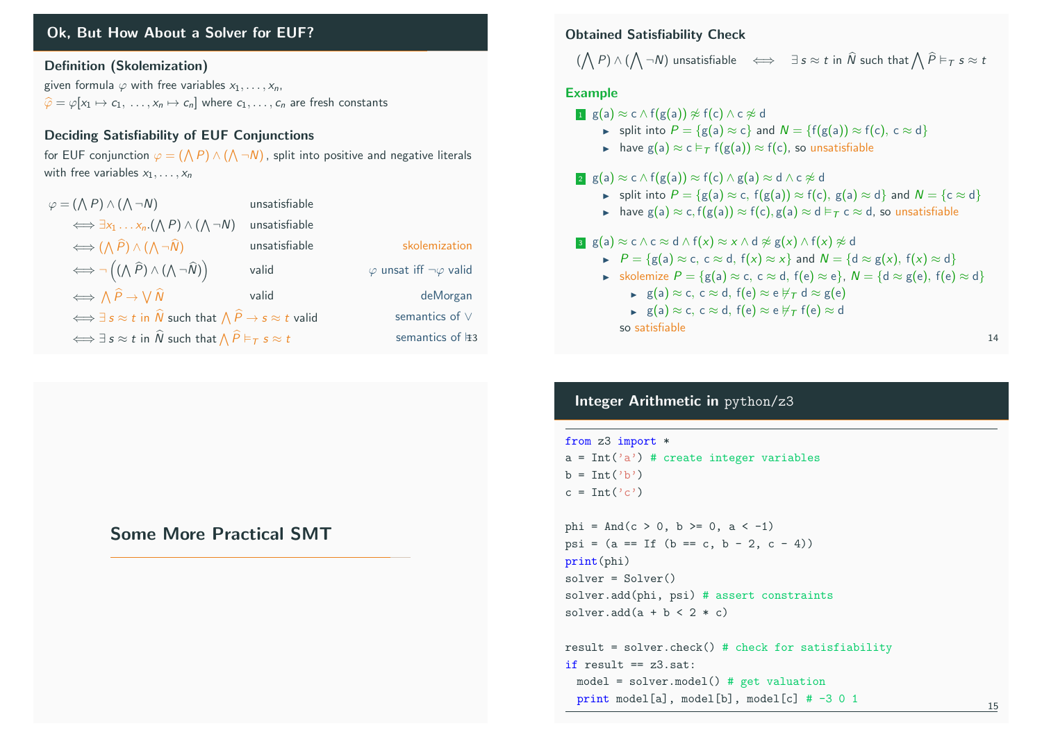## Ok, But How About a Solver for EUF?

**Definition (Skolemization)**

given formula $\varphi$ with free variables $x_1, \dots, x_n$,
$\widehat{\varphi} = \varphi[x_1 \mapsto c_1, \dots, x_n \mapsto c_n]$ where $c_1, \dots, c_n$ are fresh constants

**Deciding Satisfiability of EUF Conjunctions**

for EUF conjunction $\varphi = (\bigwedge P) \wedge (\bigwedge \neg N)$, split into positive and negative literals with free variables $x_1, \dots, x_n$

| | | |
|---|---|---|
| $\varphi = (\bigwedge P) \wedge (\bigwedge \neg N)$ | unsatisfiable | |
| $\iff \exists x_1 \dots x_n. (\bigwedge P) \wedge (\bigwedge \neg N)$ | unsatisfiable | |
| $\iff (\bigwedge \widehat{P}) \wedge (\bigwedge \neg \widehat{N})$ | unsatisfiable | skolemization |
| $\iff \neg \left( (\bigwedge \widehat{P}) \wedge (\bigwedge \neg \widehat{N}) \right)$ | valid | $\varphi$ unsat iff $\neg\varphi$ valid |
| $\iff \bigwedge \widehat{P} \to \bigvee \widehat{N}$ | valid | deMorgan |
| $\iff \exists\, s \approx t$ in $\widehat{N}$ such that $\bigwedge \widehat{P} \to s \approx t$ valid | | semantics of $\vee$ |
| $\iff \exists\, s \approx t$ in $\widehat{N}$ such that $\bigwedge \widehat{P} \models_T s \approx t$ | | semantics of $\models$ |

**Obtained Satisfiability Check**

$$(\bigwedge P) \wedge (\bigwedge \neg N) \text{ unsatisfiable} \iff \exists\, s \approx t \text{ in } \widehat{N} \text{ such that } \bigwedge \widehat{P} \models_T s \approx t$$

**Example**

1. $\mathsf{g(a)} \approx \mathsf{c} \wedge \mathsf{f(g(a))} \not\approx \mathsf{f(c)} \wedge \mathsf{c} \not\approx \mathsf{d}$
   - split into $P = \{\mathsf{g(a)} \approx \mathsf{c}\}$ and $N = \{\mathsf{f(g(a))} \approx \mathsf{f(c)},\ \mathsf{c} \approx \mathsf{d}\}$
   - have $\mathsf{g(a)} \approx \mathsf{c} \models_T \mathsf{f(g(a))} \approx \mathsf{f(c)}$, so unsatisfiable
2. $\mathsf{g(a)} \approx \mathsf{c} \wedge \mathsf{f(g(a))} \approx \mathsf{f(c)} \wedge \mathsf{g(a)} \approx \mathsf{d} \wedge \mathsf{c} \not\approx \mathsf{d}$
   - split into $P = \{\mathsf{g(a)} \approx \mathsf{c},\ \mathsf{f(g(a))} \approx \mathsf{f(c)},\ \mathsf{g(a)} \approx \mathsf{d}\}$ and $N = \{\mathsf{c} \approx \mathsf{d}\}$
   - have $\mathsf{g(a)} \approx \mathsf{c}, \mathsf{f(g(a))} \approx \mathsf{f(c)}, \mathsf{g(a)} \approx \mathsf{d} \models_T \mathsf{c} \approx \mathsf{d}$, so unsatisfiable
3. $\mathsf{g(a)} \approx \mathsf{c} \wedge \mathsf{c} \approx \mathsf{d} \wedge \mathsf{f}(x) \approx x \wedge \mathsf{d} \not\approx \mathsf{g}(x) \wedge \mathsf{f}(x) \not\approx \mathsf{d}$
   - $P = \{\mathsf{g(a)} \approx \mathsf{c},\ \mathsf{c} \approx \mathsf{d},\ \mathsf{f}(x) \approx x\}$ and $N = \{\mathsf{d} \approx \mathsf{g}(x),\ \mathsf{f}(x) \approx \mathsf{d}\}$
   - skolemize $P = \{\mathsf{g(a)} \approx \mathsf{c},\ \mathsf{c} \approx \mathsf{d},\ \mathsf{f(e)} \approx \mathsf{e}\}$, $N = \{\mathsf{d} \approx \mathsf{g(e)},\ \mathsf{f(e)} \approx \mathsf{d}\}$
     - $\mathsf{g(a)} \approx \mathsf{c},\ \mathsf{c} \approx \mathsf{d},\ \mathsf{f(e)} \approx \mathsf{e} \not\models_T \mathsf{d} \approx \mathsf{g(e)}$
     - $\mathsf{g(a)} \approx \mathsf{c},\ \mathsf{c} \approx \mathsf{d},\ \mathsf{f(e)} \approx \mathsf{e} \not\models_T \mathsf{f(e)} \approx \mathsf{d}$

   so satisfiable

# Some More Practical SMT

## Integer Arithmetic in python/z3

```
from z3 import *
a = Int('a') # create integer variables
b = Int('b')
c = Int('c')

phi = And(c > 0, b >= 0, a < -1)
psi = (a == If (b == c, b - 2, c - 4))
print(phi)
solver = Solver()
solver.add(phi, psi) # assert constraints
solver.add(a + b < 2 * c)

result = solver.check() # check for satisfiability
if result == z3.sat:
  model = solver.model() # get valuation
  print model[a], model[b], model[c] # -3 0 1
```